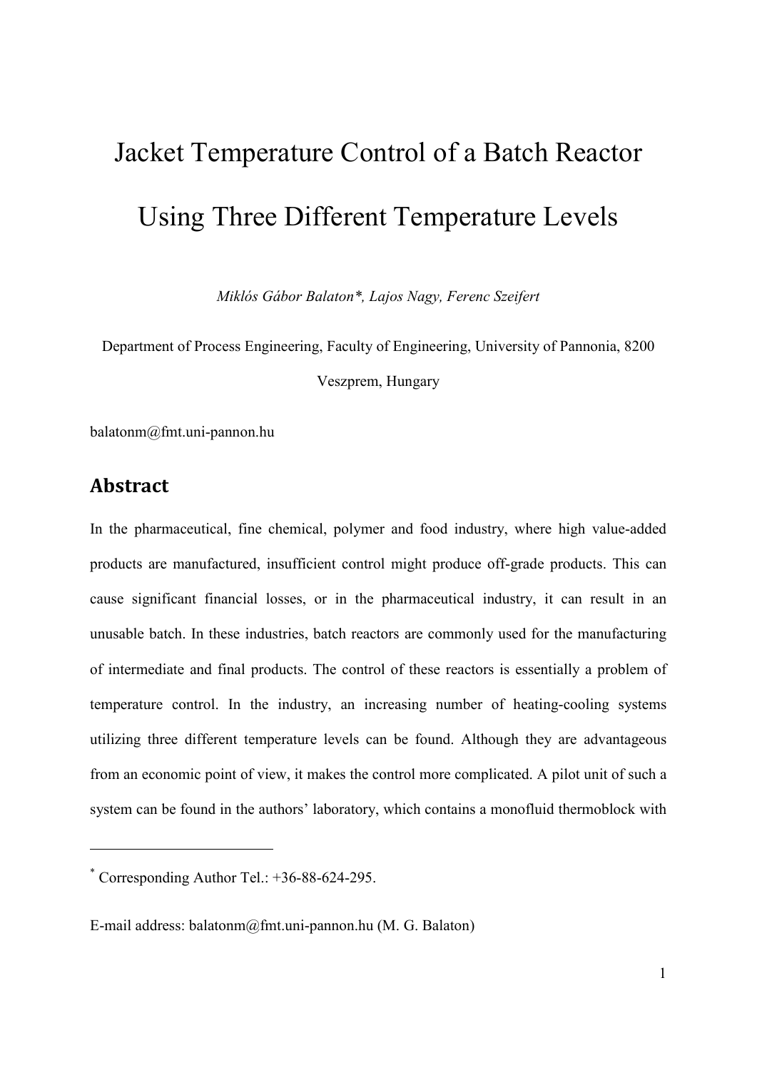// Jacket Temperature Control of a Batch Reactor Using Three Different Temperature Levels

*Miklós Gábor Balaton*, Lajos Nagy, Ferenc Szeifert*

Department of Process Engineering, Faculty of Engineering, University of Pannonia, 8200 Veszprem, Hungary

balatonm@fmt.uni-pannon.hu

## Abstract

In the pharmaceutical, fine chemical, polymer and food industry, where high value-added products are manufactured, insufficient control might produce off-grade products. This can cause significant financial losses, or in the pharmaceutical industry, it can result in an unusable batch. In these industries, batch reactors are commonly used for the manufacturing of intermediate and final products. The control of these reactors is essentially a problem of temperature control. In the industry, an increasing number of heating-cooling systems utilizing three different temperature levels can be found. Although they are advantageous from an economic point of view, it makes the control more complicated. A pilot unit of such a system can be found in the authors' laboratory, which contains a monofluid thermoblock with

---

[*] Corresponding Author Tel.: +36-88-624-295.

E-mail address: balatonm@fmt.uni-pannon.hu (M. G. Balaton)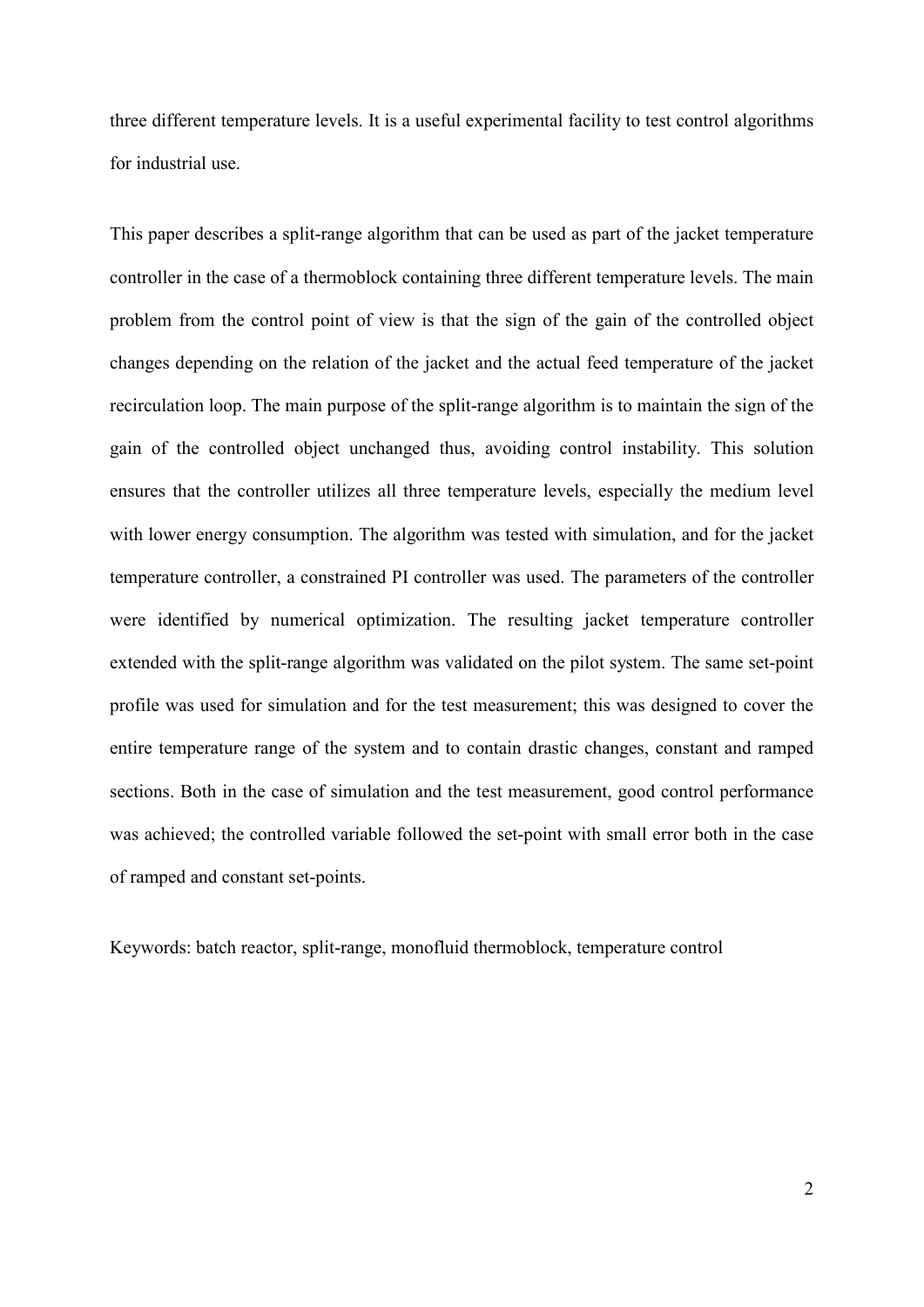three different temperature levels. It is a useful experimental facility to test control algorithms for industrial use.

This paper describes a split-range algorithm that can be used as part of the jacket temperature controller in the case of a thermoblock containing three different temperature levels. The main problem from the control point of view is that the sign of the gain of the controlled object changes depending on the relation of the jacket and the actual feed temperature of the jacket recirculation loop. The main purpose of the split-range algorithm is to maintain the sign of the gain of the controlled object unchanged thus, avoiding control instability. This solution ensures that the controller utilizes all three temperature levels, especially the medium level with lower energy consumption. The algorithm was tested with simulation, and for the jacket temperature controller, a constrained PI controller was used. The parameters of the controller were identified by numerical optimization. The resulting jacket temperature controller extended with the split-range algorithm was validated on the pilot system. The same set-point profile was used for simulation and for the test measurement; this was designed to cover the entire temperature range of the system and to contain drastic changes, constant and ramped sections. Both in the case of simulation and the test measurement, good control performance was achieved; the controlled variable followed the set-point with small error both in the case of ramped and constant set-points.

Keywords: batch reactor, split-range, monofluid thermoblock, temperature control